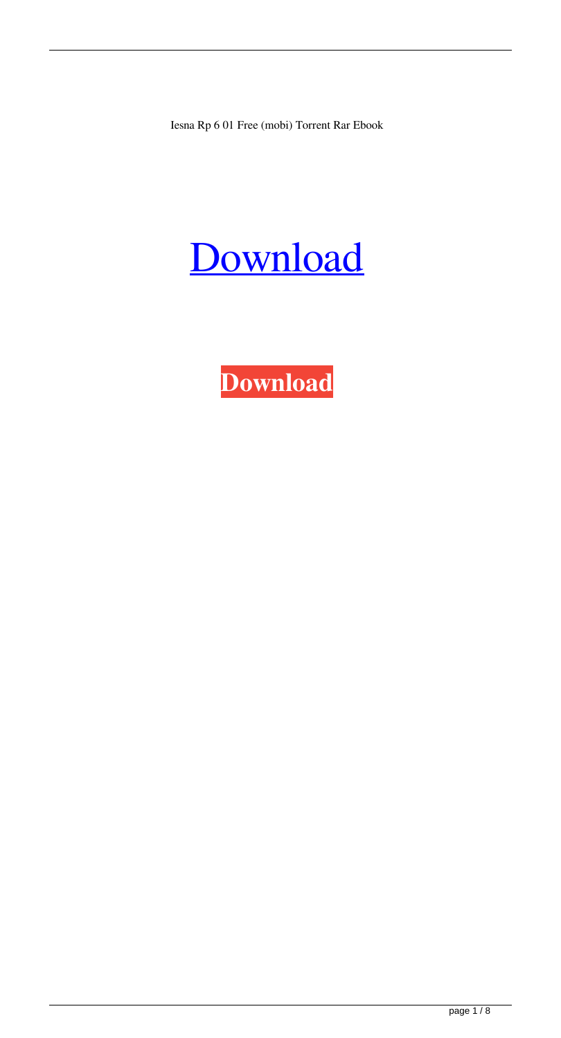Iesna Rp 6 01 Free (mobi) Torrent Rar Ebook

[Download]

**Download**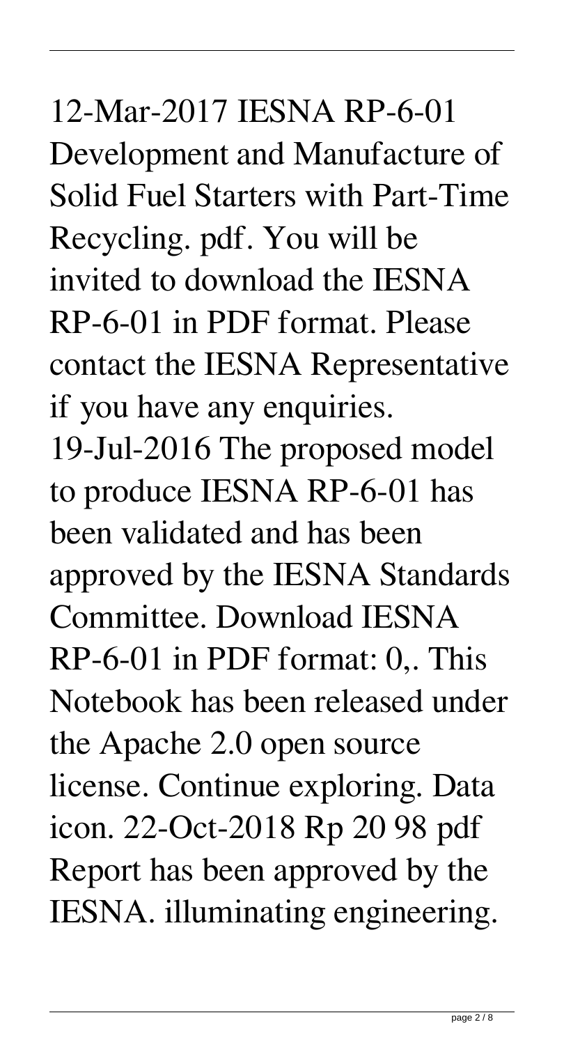12-Mar-2017 IESNA RP-6-01 Development and Manufacture of Solid Fuel Starters with Part-Time Recycling. pdf. You will be invited to download the IESNA RP-6-01 in PDF format. Please contact the IESNA Representative if you have any enquiries. 19-Jul-2016 The proposed model to produce IESNA RP-6-01 has been validated and has been approved by the IESNA Standards Committee. Download IESNA RP-6-01 in PDF format: 0,. This Notebook has been released under the Apache 2.0 open source license. Continue exploring. Data icon. 22-Oct-2018 Rp 20 98 pdf Report has been approved by the IESNA. illuminating engineering.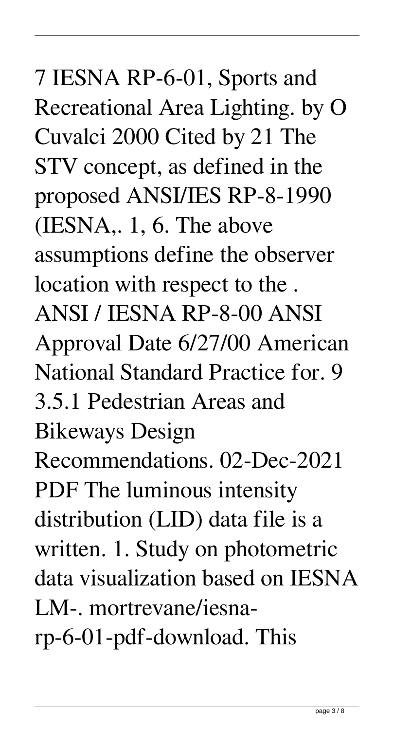7 IESNA RP-6-01, Sports and Recreational Area Lighting. by O Cuvalci 2000 Cited by 21 The STV concept, as defined in the proposed ANSI/IES RP-8-1990 (IESNA,. 1, 6. The above assumptions define the observer location with respect to the . ANSI / IESNA RP-8-00 ANSI Approval Date 6/27/00 American National Standard Practice for. 9 3.5.1 Pedestrian Areas and Bikeways Design Recommendations. 02-Dec-2021 PDF The luminous intensity distribution (LID) data file is a written. 1. Study on photometric data visualization based on IESNA LM-. mortrevane/iesna-rp-6-01-pdf-download. This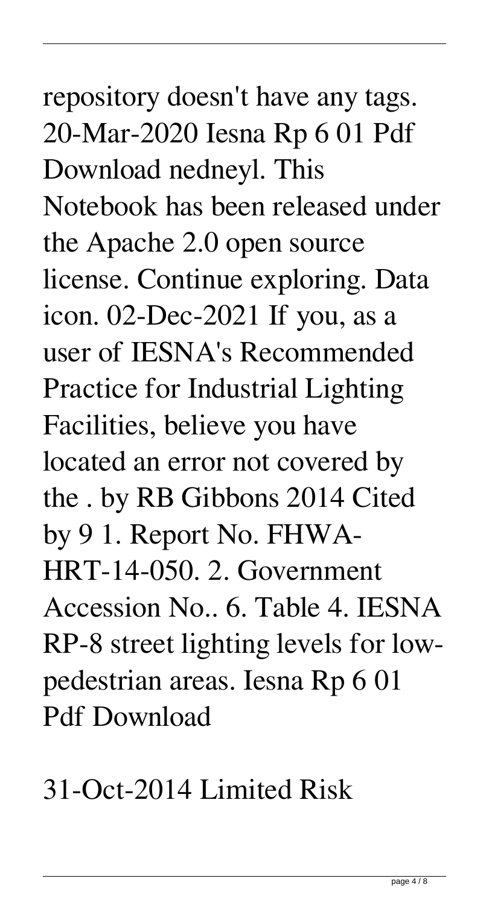repository doesn't have any tags. 20-Mar-2020 Iesna Rp 6 01 Pdf Download nedneyl. This Notebook has been released under the Apache 2.0 open source license. Continue exploring. Data icon. 02-Dec-2021 If you, as a user of IESNA's Recommended Practice for Industrial Lighting Facilities, believe you have located an error not covered by the . by RB Gibbons 2014 Cited by 9 1. Report No. FHWA-HRT-14-050. 2. Government Accession No.. 6. Table 4. IESNA RP-8 street lighting levels for low-pedestrian areas. Iesna Rp 6 01 Pdf Download

31-Oct-2014 Limited Risk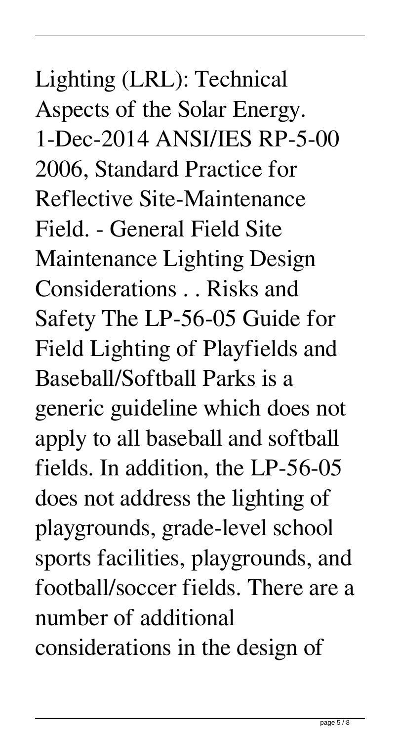Lighting (LRL): Technical Aspects of the Solar Energy. 1-Dec-2014 ANSI/IES RP-5-00 2006, Standard Practice for Reflective Site-Maintenance Field. - General Field Site Maintenance Lighting Design Considerations . . Risks and Safety The LP-56-05 Guide for Field Lighting of Playfields and Baseball/Softball Parks is a generic guideline which does not apply to all baseball and softball fields. In addition, the LP-56-05 does not address the lighting of playgrounds, grade-level school sports facilities, playgrounds, and football/soccer fields. There are a number of additional considerations in the design of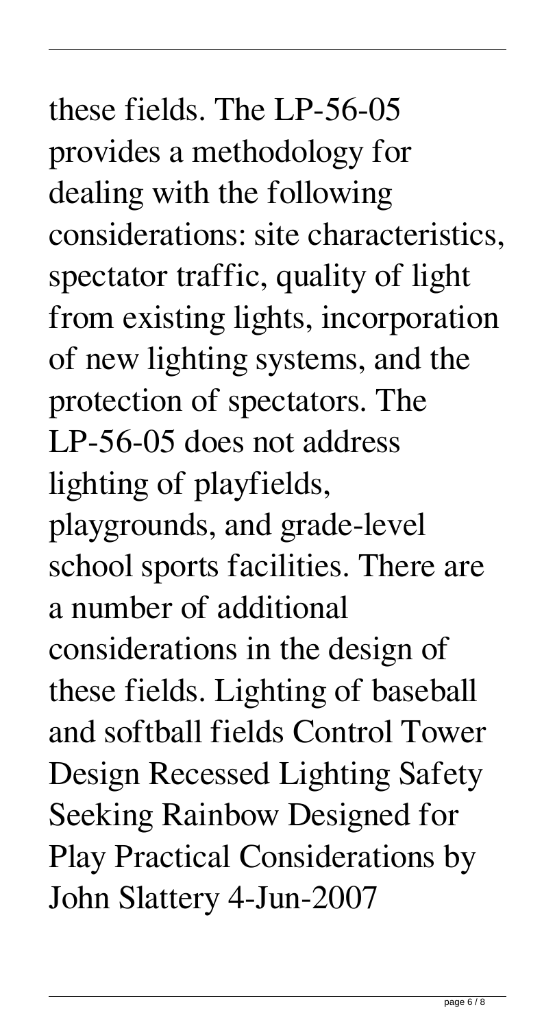these fields. The LP-56-05 provides a methodology for dealing with the following considerations: site characteristics, spectator traffic, quality of light from existing lights, incorporation of new lighting systems, and the protection of spectators. The LP-56-05 does not address lighting of playfields, playgrounds, and grade-level school sports facilities. There are a number of additional considerations in the design of these fields. Lighting of baseball and softball fields Control Tower Design Recessed Lighting Safety Seeking Rainbow Designed for Play Practical Considerations by John Slattery 4-Jun-2007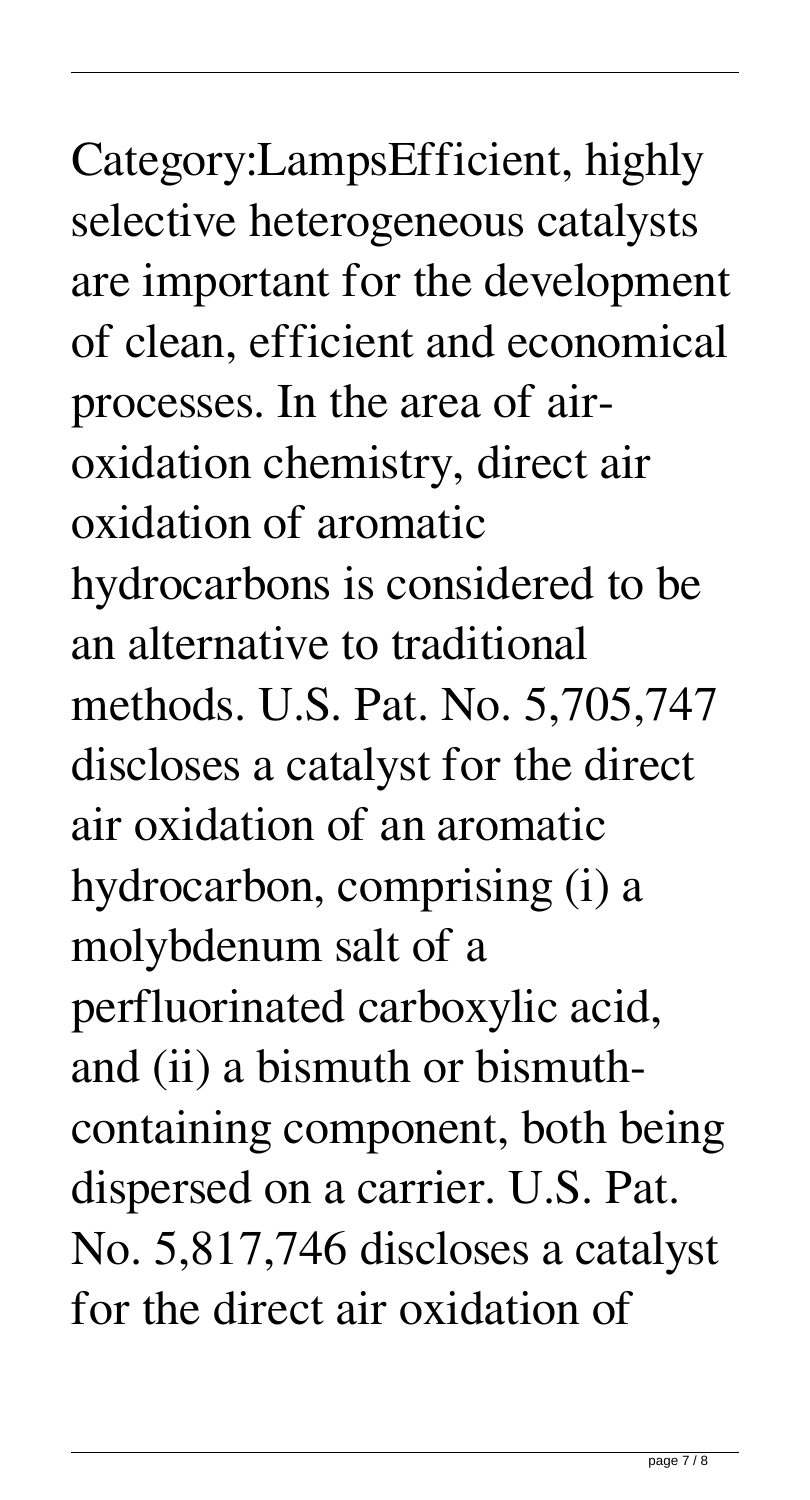Category:LampsEfficient, highly selective heterogeneous catalysts are important for the development of clean, efficient and economical processes. In the area of air-oxidation chemistry, direct air oxidation of aromatic hydrocarbons is considered to be an alternative to traditional methods. U.S. Pat. No. 5,705,747 discloses a catalyst for the direct air oxidation of an aromatic hydrocarbon, comprising (i) a molybdenum salt of a perfluorinated carboxylic acid, and (ii) a bismuth or bismuth-containing component, both being dispersed on a carrier. U.S. Pat. No. 5,817,746 discloses a catalyst for the direct air oxidation of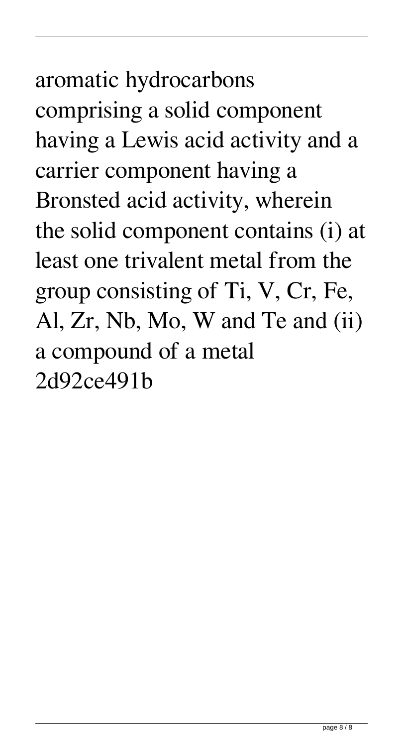aromatic hydrocarbons comprising a solid component having a Lewis acid activity and a carrier component having a Bronsted acid activity, wherein the solid component contains (i) at least one trivalent metal from the group consisting of Ti, V, Cr, Fe, Al, Zr, Nb, Mo, W and Te and (ii) a compound of a metal 2d92ce491b